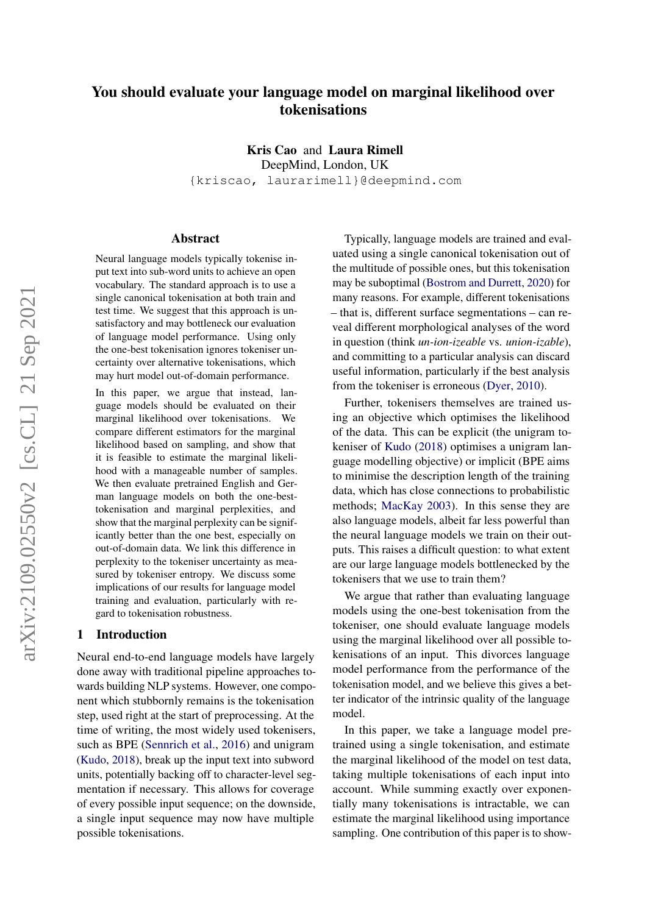# You should evaluate your language model on marginal likelihood over tokenisations

**Kris Cao** and **Laura Rimell**
DeepMind, London, UK
`{kriscao, laurarimell}@deepmind.com`

## Abstract

Neural language models typically tokenise input text into sub-word units to achieve an open vocabulary. The standard approach is to use a single canonical tokenisation at both train and test time. We suggest that this approach is unsatisfactory and may bottleneck our evaluation of language model performance. Using only the one-best tokenisation ignores tokeniser uncertainty over alternative tokenisations, which may hurt model out-of-domain performance.

In this paper, we argue that instead, language models should be evaluated on their marginal likelihood over tokenisations. We compare different estimators for the marginal likelihood based on sampling, and show that it is feasible to estimate the marginal likelihood with a manageable number of samples. We then evaluate pretrained English and German language models on both the one-best-tokenisation and marginal perplexities, and show that the marginal perplexity can be significantly better than the one best, especially on out-of-domain data. We link this difference in perplexity to the tokeniser uncertainty as measured by tokeniser entropy. We discuss some implications of our results for language model training and evaluation, particularly with regard to tokenisation robustness.

## 1 Introduction

Neural end-to-end language models have largely done away with traditional pipeline approaches towards building NLP systems. However, one component which stubbornly remains is the tokenisation step, used right at the start of preprocessing. At the time of writing, the most widely used tokenisers, such as BPE (Sennrich et al., 2016) and unigram (Kudo, 2018), break up the input text into subword units, potentially backing off to character-level segmentation if necessary. This allows for coverage of every possible input sequence; on the downside, a single input sequence may now have multiple possible tokenisations.

Typically, language models are trained and evaluated using a single canonical tokenisation out of the multitude of possible ones, but this tokenisation may be suboptimal (Bostrom and Durrett, 2020) for many reasons. For example, different tokenisations – that is, different surface segmentations – can reveal different morphological analyses of the word in question (think *un-ion-izeable* vs. *union-izable*), and committing to a particular analysis can discard useful information, particularly if the best analysis from the tokeniser is erroneous (Dyer, 2010).

Further, tokenisers themselves are trained using an objective which optimises the likelihood of the data. This can be explicit (the unigram tokeniser of Kudo (2018) optimises a unigram language modelling objective) or implicit (BPE aims to minimise the description length of the training data, which has close connections to probabilistic methods; MacKay 2003). In this sense they are also language models, albeit far less powerful than the neural language models we train on their outputs. This raises a difficult question: to what extent are our large language models bottlenecked by the tokenisers that we use to train them?

We argue that rather than evaluating language models using the one-best tokenisation from the tokeniser, one should evaluate language models using the marginal likelihood over all possible tokenisations of an input. This divorces language model performance from the performance of the tokenisation model, and we believe this gives a better indicator of the intrinsic quality of the language model.

In this paper, we take a language model pretrained using a single tokenisation, and estimate the marginal likelihood of the model on test data, taking multiple tokenisations of each input into account. While summing exactly over exponentially many tokenisations is intractable, we can estimate the marginal likelihood using importance sampling. One contribution of this paper is to show-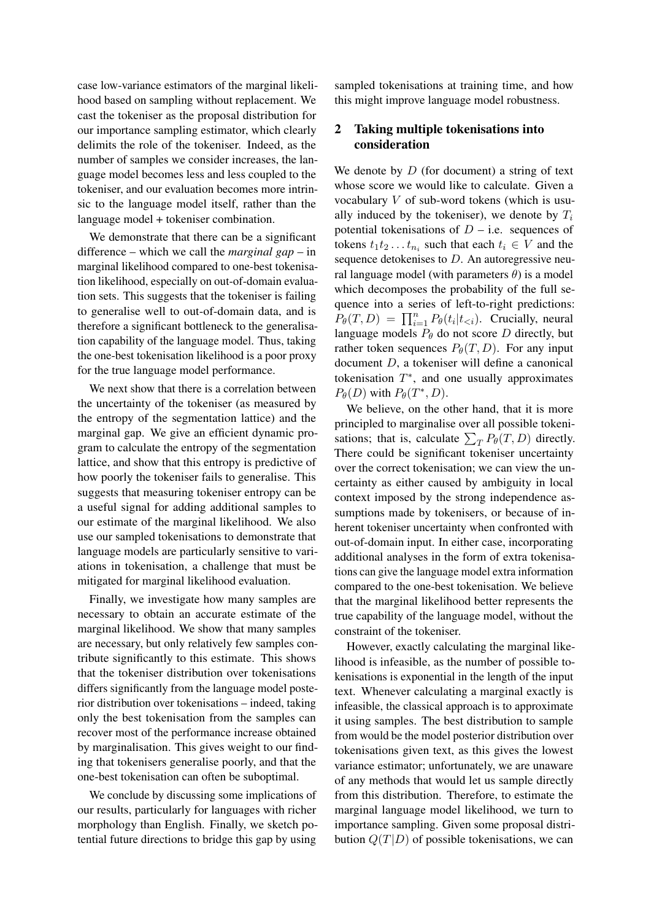case low-variance estimators of the marginal likelihood based on sampling without replacement. We cast the tokeniser as the proposal distribution for our importance sampling estimator, which clearly delimits the role of the tokeniser. Indeed, as the number of samples we consider increases, the language model becomes less and less coupled to the tokeniser, and our evaluation becomes more intrinsic to the language model itself, rather than the language model + tokeniser combination.

We demonstrate that there can be a significant difference – which we call the *marginal gap* – in marginal likelihood compared to one-best tokenisation likelihood, especially on out-of-domain evaluation sets. This suggests that the tokeniser is failing to generalise well to out-of-domain data, and is therefore a significant bottleneck to the generalisation capability of the language model. Thus, taking the one-best tokenisation likelihood is a poor proxy for the true language model performance.

We next show that there is a correlation between the uncertainty of the tokeniser (as measured by the entropy of the segmentation lattice) and the marginal gap. We give an efficient dynamic program to calculate the entropy of the segmentation lattice, and show that this entropy is predictive of how poorly the tokeniser fails to generalise. This suggests that measuring tokeniser entropy can be a useful signal for adding additional samples to our estimate of the marginal likelihood. We also use our sampled tokenisations to demonstrate that language models are particularly sensitive to variations in tokenisation, a challenge that must be mitigated for marginal likelihood evaluation.

Finally, we investigate how many samples are necessary to obtain an accurate estimate of the marginal likelihood. We show that many samples are necessary, but only relatively few samples contribute significantly to this estimate. This shows that the tokeniser distribution over tokenisations differs significantly from the language model posterior distribution over tokenisations – indeed, taking only the best tokenisation from the samples can recover most of the performance increase obtained by marginalisation. This gives weight to our finding that tokenisers generalise poorly, and that the one-best tokenisation can often be suboptimal.

We conclude by discussing some implications of our results, particularly for languages with richer morphology than English. Finally, we sketch potential future directions to bridge this gap by using sampled tokenisations at training time, and how this might improve language model robustness.

## 2 Taking multiple tokenisations into consideration

We denote by $D$ (for document) a string of text whose score we would like to calculate. Given a vocabulary $V$ of sub-word tokens (which is usually induced by the tokeniser), we denote by $T_i$ potential tokenisations of $D$ – i.e. sequences of tokens $t_1 t_2 \dots t_{n_i}$ such that each $t_i \in V$ and the sequence detokenises to $D$. An autoregressive neural language model (with parameters $\theta$) is a model which decomposes the probability of the full sequence into a series of left-to-right predictions: $P_\theta(T, D) = \prod_{i=1}^{n} P_\theta(t_i | t_{<i})$. Crucially, neural language models $P_\theta$ do not score $D$ directly, but rather token sequences $P_\theta(T, D)$. For any input document $D$, a tokeniser will define a canonical tokenisation $T^*$, and one usually approximates $P_\theta(D)$ with $P_\theta(T^*, D)$.

We believe, on the other hand, that it is more principled to marginalise over all possible tokenisations; that is, calculate $\sum_T P_\theta(T, D)$ directly. There could be significant tokeniser uncertainty over the correct tokenisation; we can view the uncertainty as either caused by ambiguity in local context imposed by the strong independence assumptions made by tokenisers, or because of inherent tokeniser uncertainty when confronted with out-of-domain input. In either case, incorporating additional analyses in the form of extra tokenisations can give the language model extra information compared to the one-best tokenisation. We believe that the marginal likelihood better represents the true capability of the language model, without the constraint of the tokeniser.

However, exactly calculating the marginal likelihood is infeasible, as the number of possible tokenisations is exponential in the length of the input text. Whenever calculating a marginal exactly is infeasible, the classical approach is to approximate it using samples. The best distribution to sample from would be the model posterior distribution over tokenisations given text, as this gives the lowest variance estimator; unfortunately, we are unaware of any methods that would let us sample directly from this distribution. Therefore, to estimate the marginal language model likelihood, we turn to importance sampling. Given some proposal distribution $Q(T|D)$ of possible tokenisations, we can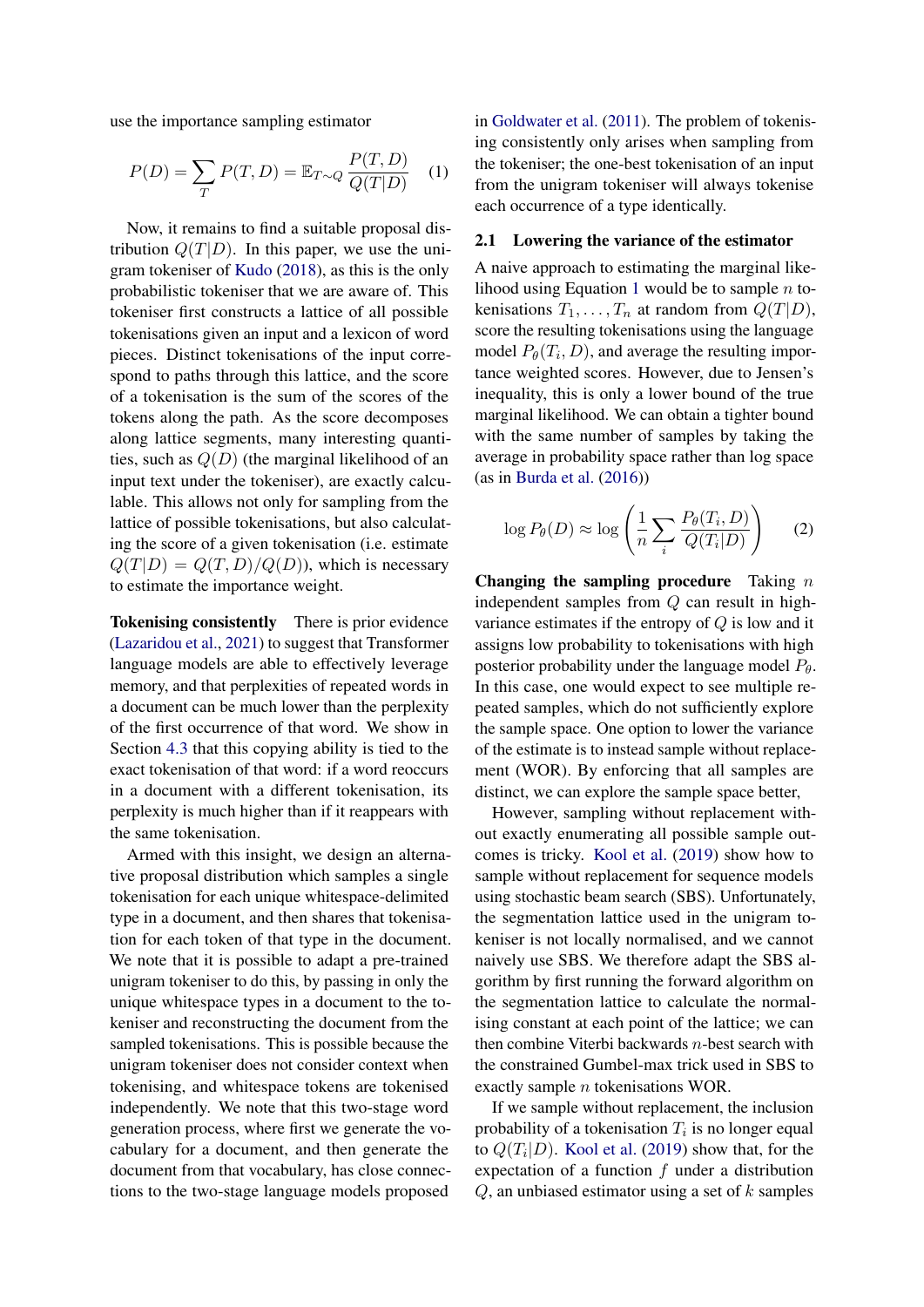use the importance sampling estimator

$$P(D) = \sum_T P(T, D) = \mathbb{E}_{T\sim Q} \frac{P(T, D)}{Q(T|D)} \quad (1)$$

Now, it remains to find a suitable proposal distribution $Q(T|D)$. In this paper, we use the unigram tokeniser of Kudo (2018), as this is the only probabilistic tokeniser that we are aware of. This tokeniser first constructs a lattice of all possible tokenisations given an input and a lexicon of word pieces. Distinct tokenisations of the input correspond to paths through this lattice, and the score of a tokenisation is the sum of the scores of the tokens along the path. As the score decomposes along lattice segments, many interesting quantities, such as $Q(D)$ (the marginal likelihood of an input text under the tokeniser), are exactly calculable. This allows not only for sampling from the lattice of possible tokenisations, but also calculating the score of a given tokenisation (i.e. estimate $Q(T|D) = Q(T, D)/Q(D)$), which is necessary to estimate the importance weight.

**Tokenising consistently** There is prior evidence (Lazaridou et al., 2021) to suggest that Transformer language models are able to effectively leverage memory, and that perplexities of repeated words in a document can be much lower than the perplexity of the first occurrence of that word. We show in Section 4.3 that this copying ability is tied to the exact tokenisation of that word: if a word reoccurs in a document with a different tokenisation, its perplexity is much higher than if it reappears with the same tokenisation.

Armed with this insight, we design an alternative proposal distribution which samples a single tokenisation for each unique whitespace-delimited type in a document, and then shares that tokenisation for each token of that type in the document. We note that it is possible to adapt a pre-trained unigram tokeniser to do this, by passing in only the unique whitespace types in a document to the tokeniser and reconstructing the document from the sampled tokenisations. This is possible because the unigram tokeniser does not consider context when tokenising, and whitespace tokens are tokenised independently. We note that this two-stage word generation process, where first we generate the vocabulary for a document, and then generate the document from that vocabulary, has close connections to the two-stage language models proposed in Goldwater et al. (2011). The problem of tokenising consistently only arises when sampling from the tokeniser; the one-best tokenisation of an input from the unigram tokeniser will always tokenise each occurrence of a type identically.

## 2.1 Lowering the variance of the estimator

A naive approach to estimating the marginal likelihood using Equation 1 would be to sample $n$ tokenisations $T_1, \ldots, T_n$ at random from $Q(T|D)$, score the resulting tokenisations using the language model $P_\theta(T_i, D)$, and average the resulting importance weighted scores. However, due to Jensen's inequality, this is only a lower bound of the true marginal likelihood. We can obtain a tighter bound with the same number of samples by taking the average in probability space rather than log space (as in Burda et al. (2016))

$$\log P_\theta(D) \approx \log \left( \frac{1}{n} \sum_i \frac{P_\theta(T_i, D)}{Q(T_i|D)} \right) \quad (2)$$

**Changing the sampling procedure** Taking $n$ independent samples from $Q$ can result in high-variance estimates if the entropy of $Q$ is low and it assigns low probability to tokenisations with high posterior probability under the language model $P_\theta$. In this case, one would expect to see multiple repeated samples, which do not sufficiently explore the sample space. One option to lower the variance of the estimate is to instead sample without replacement (WOR). By enforcing that all samples are distinct, we can explore the sample space better,

However, sampling without replacement without exactly enumerating all possible sample outcomes is tricky. Kool et al. (2019) show how to sample without replacement for sequence models using stochastic beam search (SBS). Unfortunately, the segmentation lattice used in the unigram tokeniser is not locally normalised, and we cannot naively use SBS. We therefore adapt the SBS algorithm by first running the forward algorithm on the segmentation lattice to calculate the normalising constant at each point of the lattice; we can then combine Viterbi backwards $n$-best search with the constrained Gumbel-max trick used in SBS to exactly sample $n$ tokenisations WOR.

If we sample without replacement, the inclusion probability of a tokenisation $T_i$ is no longer equal to $Q(T_i|D)$. Kool et al. (2019) show that, for the expectation of a function $f$ under a distribution $Q$, an unbiased estimator using a set of $k$ samples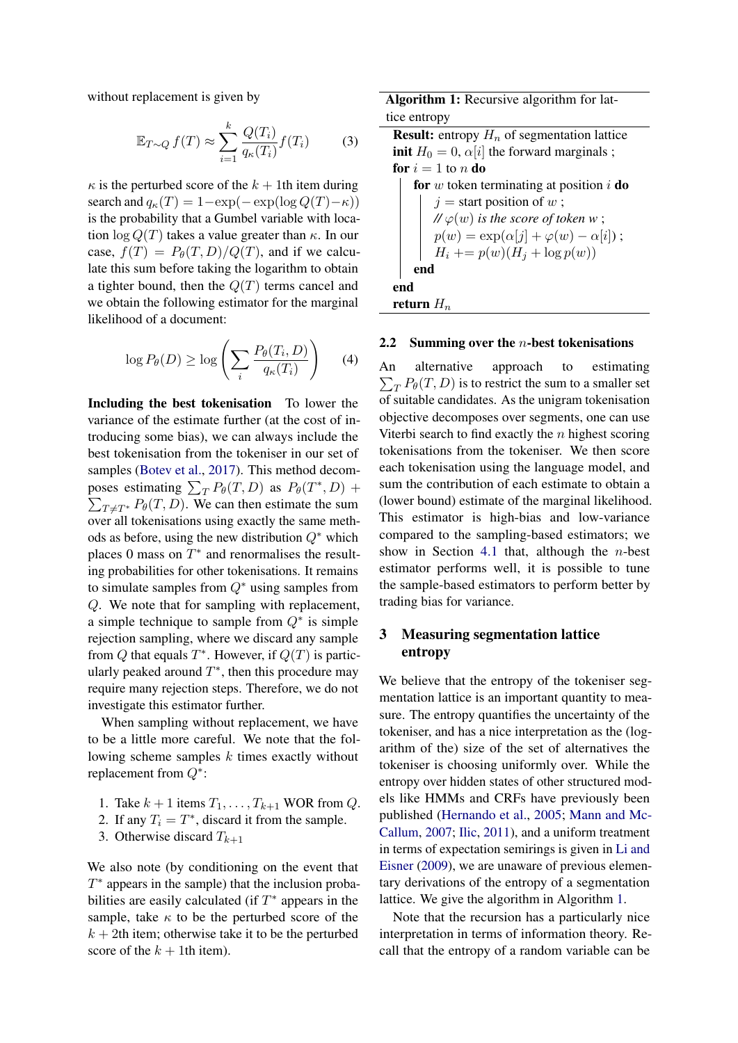without replacement is given by

$$\mathbb{E}_{T\sim Q} f(T) \approx \sum_{i=1}^{k} \frac{Q(T_i)}{q_\kappa(T_i)} f(T_i) \qquad (3)$$

$\kappa$ is the perturbed score of the $k+1$th item during search and $q_\kappa(T) = 1 - \exp(-\exp(\log Q(T) - \kappa))$ is the probability that a Gumbel variable with location $\log Q(T)$ takes a value greater than $\kappa$. In our case, $f(T) = P_\theta(T, D)/Q(T)$, and if we calculate this sum before taking the logarithm to obtain a tighter bound, then the $Q(T)$ terms cancel and we obtain the following estimator for the marginal likelihood of a document:

$$\log P_\theta(D) \geq \log \left( \sum_i \frac{P_\theta(T_i, D)}{q_\kappa(T_i)} \right) \qquad (4)$$

**Including the best tokenisation** To lower the variance of the estimate further (at the cost of introducing some bias), we can always include the best tokenisation from the tokeniser in our set of samples (Botev et al., 2017). This method decomposes estimating $\sum_T P_\theta(T, D)$ as $P_\theta(T^*, D) + \sum_{T \neq T^*} P_\theta(T, D)$. We can then estimate the sum over all tokenisations using exactly the same methods as before, using the new distribution $Q^*$ which places 0 mass on $T^*$ and renormalises the resulting probabilities for other tokenisations. It remains to simulate samples from $Q^*$ using samples from $Q$. We note that for sampling with replacement, a simple technique to sample from $Q^*$ is simple rejection sampling, where we discard any sample from $Q$ that equals $T^*$. However, if $Q(T)$ is particularly peaked around $T^*$, then this procedure may require many rejection steps. Therefore, we do not investigate this estimator further.

When sampling without replacement, we have to be a little more careful. We note that the following scheme samples $k$ times exactly without replacement from $Q^*$:

1. Take $k+1$ items $T_1, \ldots, T_{k+1}$ WOR from $Q$.
2. If any $T_i = T^*$, discard it from the sample.
3. Otherwise discard $T_{k+1}$

We also note (by conditioning on the event that $T^*$ appears in the sample) that the inclusion probabilities are easily calculated (if $T^*$ appears in the sample, take $\kappa$ to be the perturbed score of the $k+2$th item; otherwise take it to be the perturbed score of the $k+1$th item).

**Algorithm 1:** Recursive algorithm for lattice entropy

```
Result: entropy H_n of segmentation lattice
init H_0 = 0, α[i] the forward marginals ;
for i = 1 to n do
    for w token terminating at position i do
        j = start position of w ;
        // φ(w) is the score of token w ;
        p(w) = exp(α[j] + φ(w) − α[i]) ;
        H_i += p(w)(H_j + log p(w))
    end
end
return H_n
```

## 2.2 Summing over the $n$-best tokenisations

An alternative approach to estimating $\sum_T P_\theta(T, D)$ is to restrict the sum to a smaller set of suitable candidates. As the unigram tokenisation objective decomposes over segments, one can use Viterbi search to find exactly the $n$ highest scoring tokenisations from the tokeniser. We then score each tokenisation using the language model, and sum the contribution of each estimate to obtain a (lower bound) estimate of the marginal likelihood. This estimator is high-bias and low-variance compared to the sampling-based estimators; we show in Section 4.1 that, although the $n$-best estimator performs well, it is possible to tune the sample-based estimators to perform better by trading bias for variance.

# 3 Measuring segmentation lattice entropy

We believe that the entropy of the tokeniser segmentation lattice is an important quantity to measure. The entropy quantifies the uncertainty of the tokeniser, and has a nice interpretation as the (logarithm of the) size of the set of alternatives the tokeniser is choosing uniformly over. While the entropy over hidden states of other structured models like HMMs and CRFs have previously been published (Hernando et al., 2005; Mann and McCallum, 2007; Ilic, 2011), and a uniform treatment in terms of expectation semirings is given in Li and Eisner (2009), we are unaware of previous elementary derivations of the entropy of a segmentation lattice. We give the algorithm in Algorithm 1.

Note that the recursion has a particularly nice interpretation in terms of information theory. Recall that the entropy of a random variable can be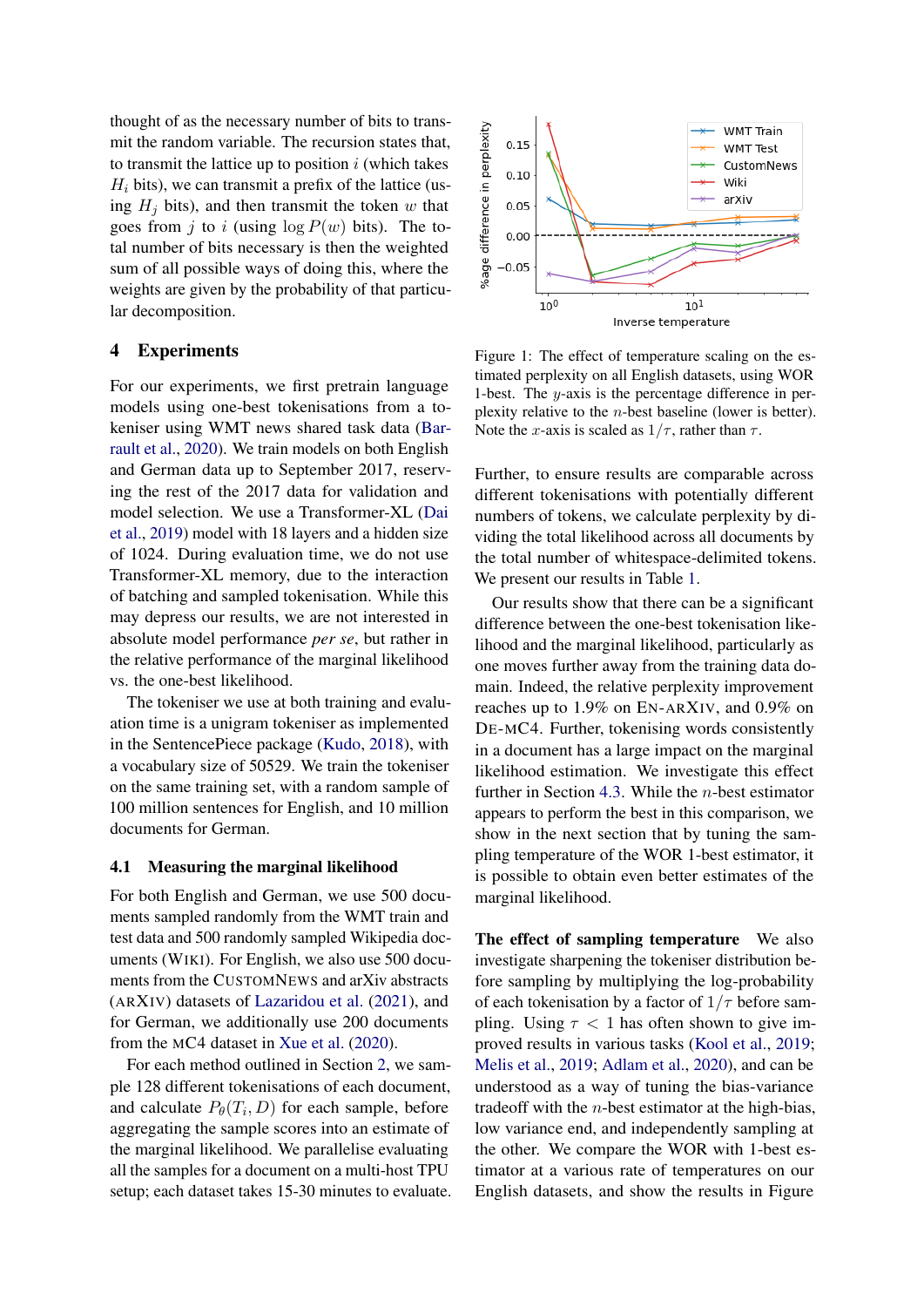thought of as the necessary number of bits to transmit the random variable. The recursion states that, to transmit the lattice up to position $i$ (which takes $H_i$ bits), we can transmit a prefix of the lattice (using $H_j$ bits), and then transmit the token $w$ that goes from $j$ to $i$ (using $\log P(w)$ bits). The total number of bits necessary is then the weighted sum of all possible ways of doing this, where the weights are given by the probability of that particular decomposition.

## 4 Experiments

For our experiments, we first pretrain language models using one-best tokenisations from a tokeniser using WMT news shared task data (Barrault et al., 2020). We train models on both English and German data up to September 2017, reserving the rest of the 2017 data for validation and model selection. We use a Transformer-XL (Dai et al., 2019) model with 18 layers and a hidden size of 1024. During evaluation time, we do not use Transformer-XL memory, due to the interaction of batching and sampled tokenisation. While this may depress our results, we are not interested in absolute model performance *per se*, but rather in the relative performance of the marginal likelihood vs. the one-best likelihood.

The tokeniser we use at both training and evaluation time is a unigram tokeniser as implemented in the SentencePiece package (Kudo, 2018), with a vocabulary size of 50529. We train the tokeniser on the same training set, with a random sample of 100 million sentences for English, and 10 million documents for German.

### 4.1 Measuring the marginal likelihood

For both English and German, we use 500 documents sampled randomly from the WMT train and test data and 500 randomly sampled Wikipedia documents (WIKI). For English, we also use 500 documents from the CUSTOMNEWS and arXiv abstracts (ARXIV) datasets of Lazaridou et al. (2021), and for German, we additionally use 200 documents from the MC4 dataset in Xue et al. (2020).

For each method outlined in Section 2, we sample 128 different tokenisations of each document, and calculate $P_\theta(T_i, D)$ for each sample, before aggregating the sample scores into an estimate of the marginal likelihood. We parallelise evaluating all the samples for a document on a multi-host TPU setup; each dataset takes 15-30 minutes to evaluate.

Figure 1: The effect of temperature scaling on the estimated perplexity on all English datasets, using WOR 1-best. The $y$-axis is the percentage difference in perplexity relative to the $n$-best baseline (lower is better). Note the $x$-axis is scaled as $1/\tau$, rather than $\tau$.

Further, to ensure results are comparable across different tokenisations with potentially different numbers of tokens, we calculate perplexity by dividing the total likelihood across all documents by the total number of whitespace-delimited tokens. We present our results in Table 1.

Our results show that there can be a significant difference between the one-best tokenisation likelihood and the marginal likelihood, particularly as one moves further away from the training data domain. Indeed, the relative perplexity improvement reaches up to 1.9% on EN-ARXIV, and 0.9% on DE-MC4. Further, tokenising words consistently in a document has a large impact on the marginal likelihood estimation. We investigate this effect further in Section 4.3. While the $n$-best estimator appears to perform the best in this comparison, we show in the next section that by tuning the sampling temperature of the WOR 1-best estimator, it is possible to obtain even better estimates of the marginal likelihood.

**The effect of sampling temperature** We also investigate sharpening the tokeniser distribution before sampling by multiplying the log-probability of each tokenisation by a factor of $1/\tau$ before sampling. Using $\tau < 1$ has often shown to give improved results in various tasks (Kool et al., 2019; Melis et al., 2019; Adlam et al., 2020), and can be understood as a way of tuning the bias-variance tradeoff with the $n$-best estimator at the high-bias, low variance end, and independently sampling at the other. We compare the WOR with 1-best estimator at a various rate of temperatures on our English datasets, and show the results in Figure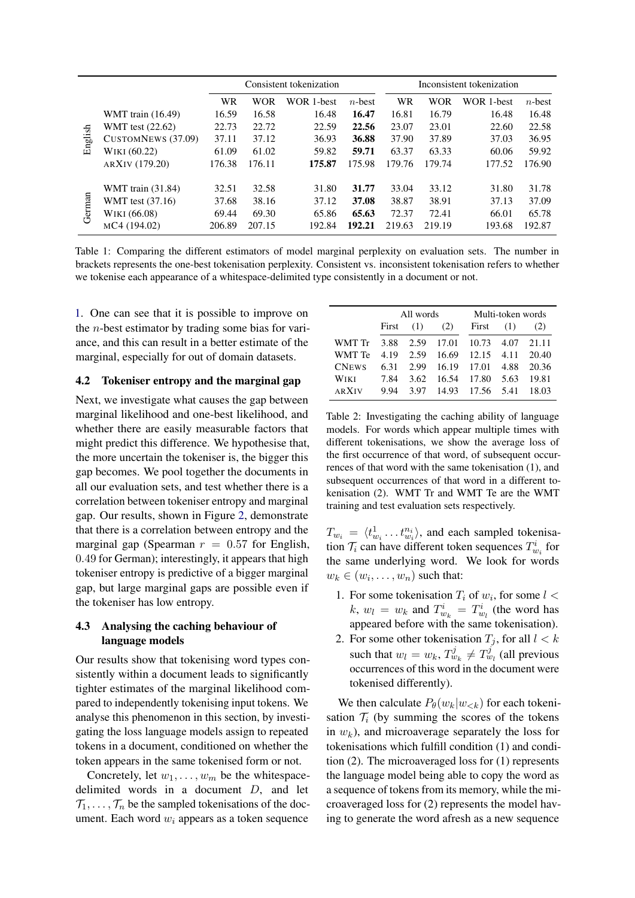| | | Consistent tokenization | | | | Inconsistent tokenization | | | |
|---|---|---|---|---|---|---|---|---|---|
| | | WR | WOR | WOR 1-best | $n$-best | WR | WOR | WOR 1-best | $n$-best |
| English | WMT train (16.49) | 16.59 | 16.58 | 16.48 | **16.47** | 16.81 | 16.79 | 16.48 | 16.48 |
| | WMT test (22.62) | 22.73 | 22.72 | 22.59 | **22.56** | 23.07 | 23.01 | 22.60 | 22.58 |
| | CUSTOMNEWS (37.09) | 37.11 | 37.12 | 36.93 | **36.88** | 37.90 | 37.89 | 37.03 | 36.95 |
| | WIKI (60.22) | 61.09 | 61.02 | 59.82 | **59.71** | 63.37 | 63.33 | 60.06 | 59.92 |
| | ARXIV (179.20) | 176.38 | 176.11 | **175.87** | 175.98 | 179.76 | 179.74 | 177.52 | 176.90 |
| German | WMT train (31.84) | 32.51 | 32.58 | 31.80 | **31.77** | 33.04 | 33.12 | 31.80 | 31.78 |
| | WMT test (37.16) | 37.68 | 38.16 | 37.12 | **37.08** | 38.87 | 38.91 | 37.13 | 37.09 |
| | WIKI (66.08) | 69.44 | 69.30 | 65.86 | **65.63** | 72.37 | 72.41 | 66.01 | 65.78 |
| | MC4 (194.02) | 206.89 | 207.15 | 192.84 | **192.21** | 219.63 | 219.19 | 193.68 | 192.87 |

Table 1: Comparing the different estimators of model marginal perplexity on evaluation sets. The number in brackets represents the one-best tokenisation perplexity. Consistent vs. inconsistent tokenisation refers to whether we tokenise each appearance of a whitespace-delimited type consistently in a document or not.

1. One can see that it is possible to improve on the $n$-best estimator by trading some bias for variance, and this can result in a better estimate of the marginal, especially for out of domain datasets.

### 4.2 Tokeniser entropy and the marginal gap

Next, we investigate what causes the gap between marginal likelihood and one-best likelihood, and whether there are easily measurable factors that might predict this difference. We hypothesise that, the more uncertain the tokeniser is, the bigger this gap becomes. We pool together the documents in all our evaluation sets, and test whether there is a correlation between tokeniser entropy and marginal gap. Our results, shown in Figure 2, demonstrate that there is a correlation between entropy and the marginal gap (Spearman $r = 0.57$ for English, $0.49$ for German); interestingly, it appears that high tokeniser entropy is predictive of a bigger marginal gap, but large marginal gaps are possible even if the tokeniser has low entropy.

### 4.3 Analysing the caching behaviour of language models

Our results show that tokenising word types consistently within a document leads to significantly tighter estimates of the marginal likelihood compared to independently tokenising input tokens. We analyse this phenomenon in this section, by investigating the loss language models assign to repeated tokens in a document, conditioned on whether the token appears in the same tokenised form or not.

Concretely, let $w_1, \ldots, w_m$ be the whitespace-delimited words in a document $D$, and let $\mathcal{T}_1, \ldots, \mathcal{T}_n$ be the sampled tokenisations of the document. Each word $w_i$ appears as a token sequence

| | All words | | | Multi-token words | | |
|---|---|---|---|---|---|---|
| | First | (1) | (2) | First | (1) | (2) |
| WMT Tr | 3.88 | 2.59 | 17.01 | 10.73 | 4.07 | 21.11 |
| WMT Te | 4.19 | 2.59 | 16.69 | 12.15 | 4.11 | 20.40 |
| CNEWS | 6.31 | 2.99 | 16.19 | 17.01 | 4.88 | 20.36 |
| WIKI | 7.84 | 3.62 | 16.54 | 17.80 | 5.63 | 19.81 |
| ARXIV | 9.94 | 3.97 | 14.93 | 17.56 | 5.41 | 18.03 |

Table 2: Investigating the caching ability of language models. For words which appear multiple times with different tokenisations, we show the average loss of the first occurrence of that word, of subsequent occurrences of that word with the same tokenisation (1), and subsequent occurrences of that word in a different tokenisation (2). WMT Tr and WMT Te are the WMT training and test evaluation sets respectively.

$T_{w_i} = \langle t^1_{w_i} \ldots t^{n_i}_{w_i} \rangle$, and each sampled tokenisation $\mathcal{T}_i$ can have different token sequences $T^i_{w_i}$ for the same underlying word. We look for words $w_k \in (w_i, \ldots, w_n)$ such that:

1. For some tokenisation $T_i$ of $w_i$, for some $l < k$, $w_l = w_k$ and $T^i_{w_k} = T^i_{w_l}$ (the word has appeared before with the same tokenisation).
2. For some other tokenisation $T_j$, for all $l < k$ such that $w_l = w_k$, $T^j_{w_k} \neq T^j_{w_l}$ (all previous occurrences of this word in the document were tokenised differently).

We then calculate $P_\theta(w_k|w_{<k})$ for each tokenisation $\mathcal{T}_i$ (by summing the scores of the tokens in $w_k$), and microaverage separately the loss for tokenisations which fulfill condition (1) and condition (2). The microaveraged loss for (1) represents the language model being able to copy the word as a sequence of tokens from its memory, while the microaveraged loss for (2) represents the model having to generate the word afresh as a new sequence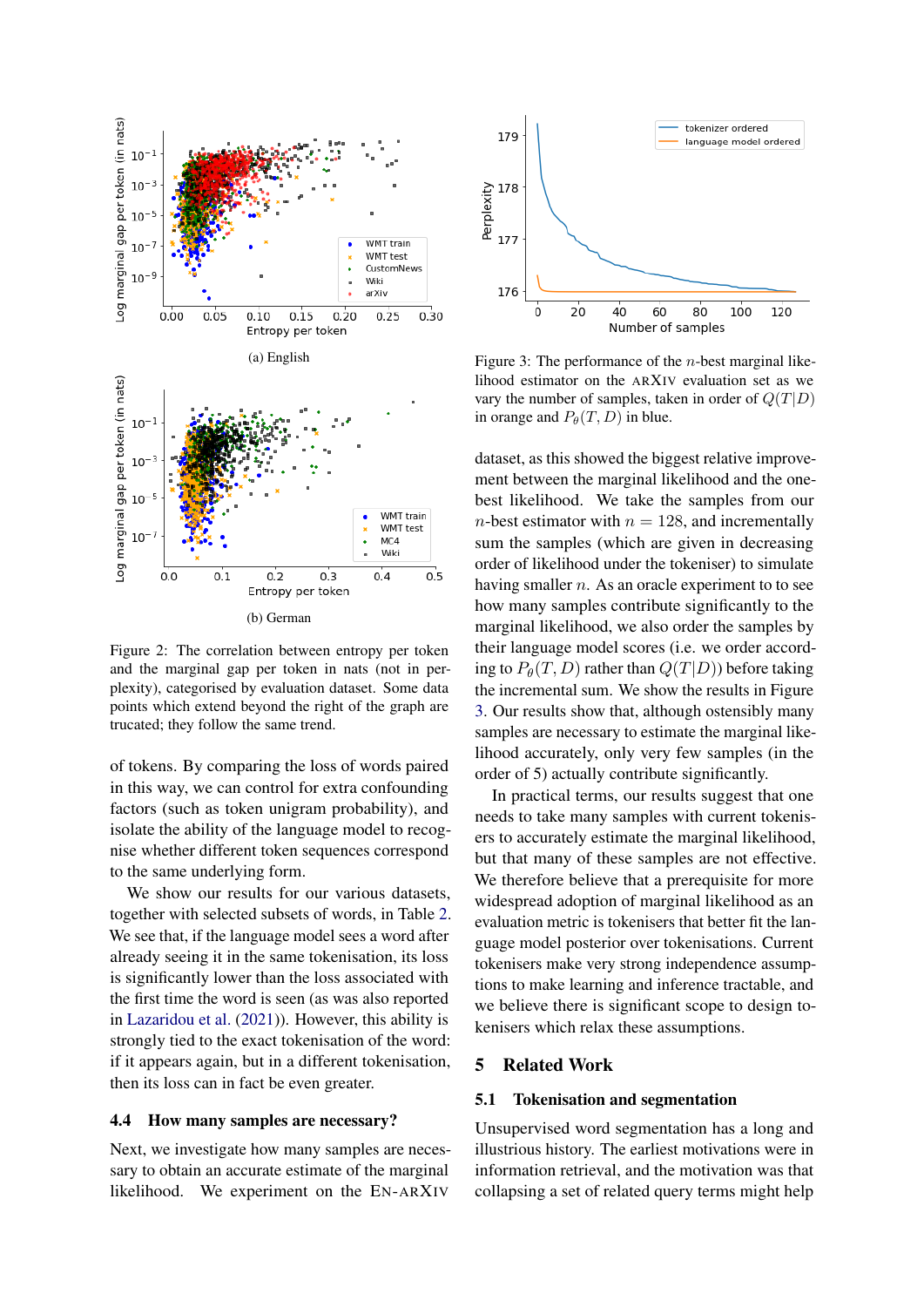(a) English

(b) German

Figure 2: The correlation between entropy per token and the marginal gap per token in nats (not in perplexity), categorised by evaluation dataset. Some data points which extend beyond the right of the graph are trucated; they follow the same trend.

of tokens. By comparing the loss of words paired in this way, we can control for extra confounding factors (such as token unigram probability), and isolate the ability of the language model to recognise whether different token sequences correspond to the same underlying form.

We show our results for our various datasets, together with selected subsets of words, in Table 2. We see that, if the language model sees a word after already seeing it in the same tokenisation, its loss is significantly lower than the loss associated with the first time the word is seen (as was also reported in Lazaridou et al. (2021)). However, this ability is strongly tied to the exact tokenisation of the word: if it appears again, but in a different tokenisation, then its loss can in fact be even greater.

### 4.4 How many samples are necessary?

Next, we investigate how many samples are necessary to obtain an accurate estimate of the marginal likelihood. We experiment on the EN-ARXIV dataset, as this showed the biggest relative improvement between the marginal likelihood and the one-best likelihood. We take the samples from our $n$-best estimator with $n = 128$, and incrementally sum the samples (which are given in decreasing order of likelihood under the tokeniser) to simulate having smaller $n$. As an oracle experiment to to see how many samples contribute significantly to the marginal likelihood, we also order the samples by their language model scores (i.e. we order according to $P_\theta(T, D)$ rather than $Q(T|D)$) before taking the incremental sum. We show the results in Figure 3. Our results show that, although ostensibly many samples are necessary to estimate the marginal likelihood accurately, only very few samples (in the order of 5) actually contribute significantly.

Figure 3: The performance of the $n$-best marginal likelihood estimator on the ARXIV evaluation set as we vary the number of samples, taken in order of $Q(T|D)$ in orange and $P_\theta(T, D)$ in blue.

In practical terms, our results suggest that one needs to take many samples with current tokenisers to accurately estimate the marginal likelihood, but that many of these samples are not effective. We therefore believe that a prerequisite for more widespread adoption of marginal likelihood as an evaluation metric is tokenisers that better fit the language model posterior over tokenisations. Current tokenisers make very strong independence assumptions to make learning and inference tractable, and we believe there is significant scope to design tokenisers which relax these assumptions.

## 5 Related Work

### 5.1 Tokenisation and segmentation

Unsupervised word segmentation has a long and illustrious history. The earliest motivations were in information retrieval, and the motivation was that collapsing a set of related query terms might help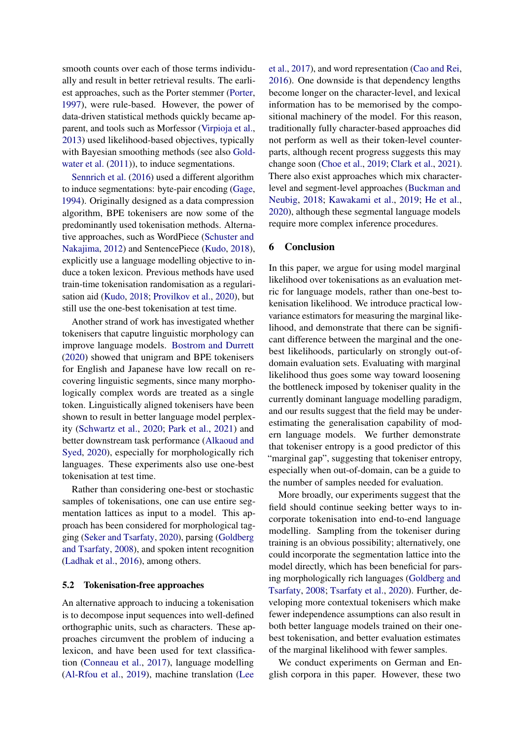smooth counts over each of those terms individually and result in better retrieval results. The earliest approaches, such as the Porter stemmer (Porter, 1997), were rule-based. However, the power of data-driven statistical methods quickly became apparent, and tools such as Morfessor (Virpioja et al., 2013) used likelihood-based objectives, typically with Bayesian smoothing methods (see also Goldwater et al. (2011)), to induce segmentations.

Sennrich et al. (2016) used a different algorithm to induce segmentations: byte-pair encoding (Gage, 1994). Originally designed as a data compression algorithm, BPE tokenisers are now some of the predominantly used tokenisation methods. Alternative approaches, such as WordPiece (Schuster and Nakajima, 2012) and SentencePiece (Kudo, 2018), explicitly use a language modelling objective to induce a token lexicon. Previous methods have used train-time tokenisation randomisation as a regularisation aid (Kudo, 2018; Provilkov et al., 2020), but still use the one-best tokenisation at test time.

Another strand of work has investigated whether tokenisers that caputre linguistic morphology can improve language models. Bostrom and Durrett (2020) showed that unigram and BPE tokenisers for English and Japanese have low recall on recovering linguistic segments, since many morphologically complex words are treated as a single token. Linguistically aligned tokenisers have been shown to result in better language model perplexity (Schwartz et al., 2020; Park et al., 2021) and better downstream task performance (Alkaoud and Syed, 2020), especially for morphologically rich languages. These experiments also use one-best tokenisation at test time.

Rather than considering one-best or stochastic samples of tokenisations, one can use entire segmentation lattices as input to a model. This approach has been considered for morphological tagging (Seker and Tsarfaty, 2020), parsing (Goldberg and Tsarfaty, 2008), and spoken intent recognition (Ladhak et al., 2016), among others.

### 5.2 Tokenisation-free approaches

An alternative approach to inducing a tokenisation is to decompose input sequences into well-defined orthographic units, such as characters. These approaches circumvent the problem of inducing a lexicon, and have been used for text classification (Conneau et al., 2017), language modelling (Al-Rfou et al., 2019), machine translation (Lee et al., 2017), and word representation (Cao and Rei, 2016). One downside is that dependency lengths become longer on the character-level, and lexical information has to be memorised by the compositional machinery of the model. For this reason, traditionally fully character-based approaches did not perform as well as their token-level counterparts, although recent progress suggests this may change soon (Choe et al., 2019; Clark et al., 2021). There also exist approaches which mix character-level and segment-level approaches (Buckman and Neubig, 2018; Kawakami et al., 2019; He et al., 2020), although these segmental language models require more complex inference procedures.

## 6 Conclusion

In this paper, we argue for using model marginal likelihood over tokenisations as an evaluation metric for language models, rather than one-best tokenisation likelihood. We introduce practical low-variance estimators for measuring the marginal likelihood, and demonstrate that there can be significant difference between the marginal and the one-best likelihoods, particularly on strongly out-of-domain evaluation sets. Evaluating with marginal likelihood thus goes some way toward loosening the bottleneck imposed by tokeniser quality in the currently dominant language modelling paradigm, and our results suggest that the field may be underestimating the generalisation capability of modern language models. We further demonstrate that tokeniser entropy is a good predictor of this "marginal gap", suggesting that tokeniser entropy, especially when out-of-domain, can be a guide to the number of samples needed for evaluation.

More broadly, our experiments suggest that the field should continue seeking better ways to incorporate tokenisation into end-to-end language modelling. Sampling from the tokeniser during training is an obvious possibility; alternatively, one could incorporate the segmentation lattice into the model directly, which has been beneficial for parsing morphologically rich languages (Goldberg and Tsarfaty, 2008; Tsarfaty et al., 2020). Further, developing more contextual tokenisers which make fewer independence assumptions can also result in both better language models trained on their one-best tokenisation, and better evaluation estimates of the marginal likelihood with fewer samples.

We conduct experiments on German and English corpora in this paper. However, these two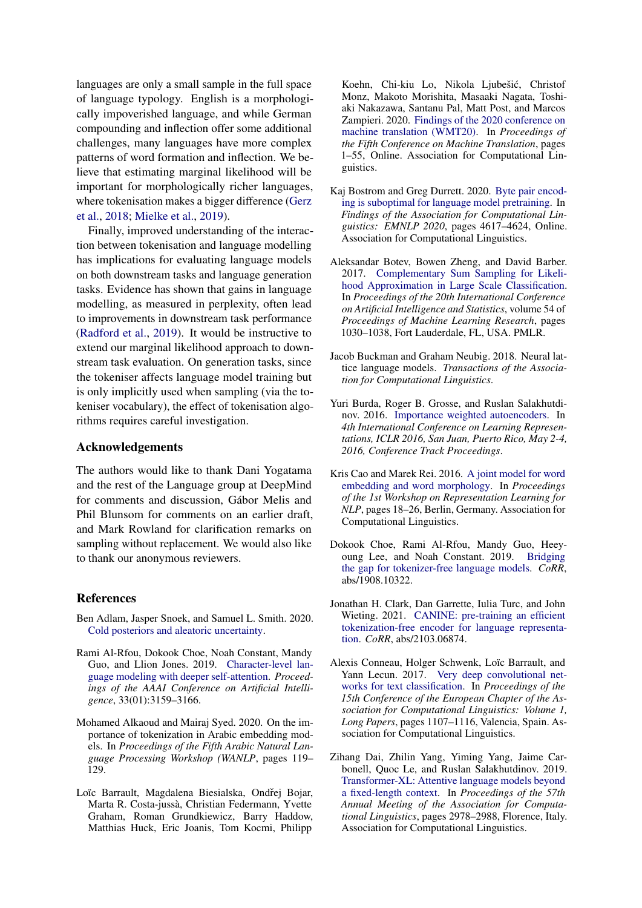languages are only a small sample in the full space of language typology. English is a morphologically impoverished language, and while German compounding and inflection offer some additional challenges, many languages have more complex patterns of word formation and inflection. We believe that estimating marginal likelihood will be important for morphologically richer languages, where tokenisation makes a bigger difference (Gerz et al., 2018; Mielke et al., 2019).

Finally, improved understanding of the interaction between tokenisation and language modelling has implications for evaluating language models on both downstream tasks and language generation tasks. Evidence has shown that gains in language modelling, as measured in perplexity, often lead to improvements in downstream task performance (Radford et al., 2019). It would be instructive to extend our marginal likelihood approach to downstream task evaluation. On generation tasks, since the tokeniser affects language model training but is only implicitly used when sampling (via the tokeniser vocabulary), the effect of tokenisation algorithms requires careful investigation.

## Acknowledgements

The authors would like to thank Dani Yogatama and the rest of the Language group at DeepMind for comments and discussion, Gábor Melis and Phil Blunsom for comments on an earlier draft, and Mark Rowland for clarification remarks on sampling without replacement. We would also like to thank our anonymous reviewers.

## References

Ben Adlam, Jasper Snoek, and Samuel L. Smith. 2020. Cold posteriors and aleatoric uncertainty.

Rami Al-Rfou, Dokook Choe, Noah Constant, Mandy Guo, and Llion Jones. 2019. Character-level language modeling with deeper self-attention. *Proceedings of the AAAI Conference on Artificial Intelligence*, 33(01):3159–3166.

Mohamed Alkaoud and Mairaj Syed. 2020. On the importance of tokenization in Arabic embedding models. In *Proceedings of the Fifth Arabic Natural Language Processing Workshop (WANLP*, pages 119–129.

Loïc Barrault, Magdalena Biesialska, Ondřej Bojar, Marta R. Costa-jussà, Christian Federmann, Yvette Graham, Roman Grundkiewicz, Barry Haddow, Matthias Huck, Eric Joanis, Tom Kocmi, Philipp Koehn, Chi-kiu Lo, Nikola Ljubešić, Christof Monz, Makoto Morishita, Masaaki Nagata, Toshiaki Nakazawa, Santanu Pal, Matt Post, and Marcos Zampieri. 2020. Findings of the 2020 conference on machine translation (WMT20). In *Proceedings of the Fifth Conference on Machine Translation*, pages 1–55, Online. Association for Computational Linguistics.

Kaj Bostrom and Greg Durrett. 2020. Byte pair encoding is suboptimal for language model pretraining. In *Findings of the Association for Computational Linguistics: EMNLP 2020*, pages 4617–4624, Online. Association for Computational Linguistics.

Aleksandar Botev, Bowen Zheng, and David Barber. 2017. Complementary Sum Sampling for Likelihood Approximation in Large Scale Classification. In *Proceedings of the 20th International Conference on Artificial Intelligence and Statistics*, volume 54 of *Proceedings of Machine Learning Research*, pages 1030–1038, Fort Lauderdale, FL, USA. PMLR.

Jacob Buckman and Graham Neubig. 2018. Neural lattice language models. *Transactions of the Association for Computational Linguistics*.

Yuri Burda, Roger B. Grosse, and Ruslan Salakhutdinov. 2016. Importance weighted autoencoders. In *4th International Conference on Learning Representations, ICLR 2016, San Juan, Puerto Rico, May 2-4, 2016, Conference Track Proceedings*.

Kris Cao and Marek Rei. 2016. A joint model for word embedding and word morphology. In *Proceedings of the 1st Workshop on Representation Learning for NLP*, pages 18–26, Berlin, Germany. Association for Computational Linguistics.

Dokook Choe, Rami Al-Rfou, Mandy Guo, Heeyoung Lee, and Noah Constant. 2019. Bridging the gap for tokenizer-free language models. *CoRR*, abs/1908.10322.

Jonathan H. Clark, Dan Garrette, Iulia Turc, and John Wieting. 2021. CANINE: pre-training an efficient tokenization-free encoder for language representation. *CoRR*, abs/2103.06874.

Alexis Conneau, Holger Schwenk, Loïc Barrault, and Yann Lecun. 2017. Very deep convolutional networks for text classification. In *Proceedings of the 15th Conference of the European Chapter of the Association for Computational Linguistics: Volume 1, Long Papers*, pages 1107–1116, Valencia, Spain. Association for Computational Linguistics.

Zihang Dai, Zhilin Yang, Yiming Yang, Jaime Carbonell, Quoc Le, and Ruslan Salakhutdinov. 2019. Transformer-XL: Attentive language models beyond a fixed-length context. In *Proceedings of the 57th Annual Meeting of the Association for Computational Linguistics*, pages 2978–2988, Florence, Italy. Association for Computational Linguistics.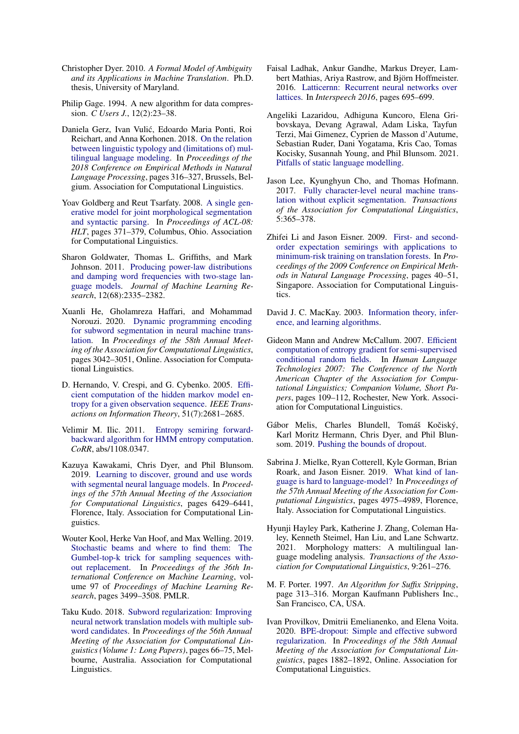Christopher Dyer. 2010. *A Formal Model of Ambiguity and its Applications in Machine Translation*. Ph.D. thesis, University of Maryland.

Philip Gage. 1994. A new algorithm for data compression. *C Users J.*, 12(2):23–38.

Daniela Gerz, Ivan Vulić, Edoardo Maria Ponti, Roi Reichart, and Anna Korhonen. 2018. On the relation between linguistic typology and (limitations of) multilingual language modeling. In *Proceedings of the 2018 Conference on Empirical Methods in Natural Language Processing*, pages 316–327, Brussels, Belgium. Association for Computational Linguistics.

Yoav Goldberg and Reut Tsarfaty. 2008. A single generative model for joint morphological segmentation and syntactic parsing. In *Proceedings of ACL-08: HLT*, pages 371–379, Columbus, Ohio. Association for Computational Linguistics.

Sharon Goldwater, Thomas L. Griffiths, and Mark Johnson. 2011. Producing power-law distributions and damping word frequencies with two-stage language models. *Journal of Machine Learning Research*, 12(68):2335–2382.

Xuanli He, Gholamreza Haffari, and Mohammad Norouzi. 2020. Dynamic programming encoding for subword segmentation in neural machine translation. In *Proceedings of the 58th Annual Meeting of the Association for Computational Linguistics*, pages 3042–3051, Online. Association for Computational Linguistics.

D. Hernando, V. Crespi, and G. Cybenko. 2005. Efficient computation of the hidden markov model entropy for a given observation sequence. *IEEE Transactions on Information Theory*, 51(7):2681–2685.

Velimir M. Ilic. 2011. Entropy semiring forward-backward algorithm for HMM entropy computation. *CoRR*, abs/1108.0347.

Kazuya Kawakami, Chris Dyer, and Phil Blunsom. 2019. Learning to discover, ground and use words with segmental neural language models. In *Proceedings of the 57th Annual Meeting of the Association for Computational Linguistics*, pages 6429–6441, Florence, Italy. Association for Computational Linguistics.

Wouter Kool, Herke Van Hoof, and Max Welling. 2019. Stochastic beams and where to find them: The Gumbel-top-k trick for sampling sequences without replacement. In *Proceedings of the 36th International Conference on Machine Learning*, volume 97 of *Proceedings of Machine Learning Research*, pages 3499–3508. PMLR.

Taku Kudo. 2018. Subword regularization: Improving neural network translation models with multiple subword candidates. In *Proceedings of the 56th Annual Meeting of the Association for Computational Linguistics (Volume 1: Long Papers)*, pages 66–75, Melbourne, Australia. Association for Computational Linguistics.

Faisal Ladhak, Ankur Gandhe, Markus Dreyer, Lambert Mathias, Ariya Rastrow, and Björn Hoffmeister. 2016. Latticernn: Recurrent neural networks over lattices. In *Interspeech 2016*, pages 695–699.

Angeliki Lazaridou, Adhiguna Kuncoro, Elena Gribovskaya, Devang Agrawal, Adam Liska, Tayfun Terzi, Mai Gimenez, Cyprien de Masson d'Autume, Sebastian Ruder, Dani Yogatama, Kris Cao, Tomas Kocisky, Susannah Young, and Phil Blunsom. 2021. Pitfalls of static language modelling.

Jason Lee, Kyunghyun Cho, and Thomas Hofmann. 2017. Fully character-level neural machine translation without explicit segmentation. *Transactions of the Association for Computational Linguistics*, 5:365–378.

Zhifei Li and Jason Eisner. 2009. First- and second-order expectation semirings with applications to minimum-risk training on translation forests. In *Proceedings of the 2009 Conference on Empirical Methods in Natural Language Processing*, pages 40–51, Singapore. Association for Computational Linguistics.

David J. C. MacKay. 2003. Information theory, inference, and learning algorithms.

Gideon Mann and Andrew McCallum. 2007. Efficient computation of entropy gradient for semi-supervised conditional random fields. In *Human Language Technologies 2007: The Conference of the North American Chapter of the Association for Computational Linguistics; Companion Volume, Short Papers*, pages 109–112, Rochester, New York. Association for Computational Linguistics.

Gábor Melis, Charles Blundell, Tomáš Kočiský, Karl Moritz Hermann, Chris Dyer, and Phil Blunsom. 2019. Pushing the bounds of dropout.

Sabrina J. Mielke, Ryan Cotterell, Kyle Gorman, Brian Roark, and Jason Eisner. 2019. What kind of language is hard to language-model? In *Proceedings of the 57th Annual Meeting of the Association for Computational Linguistics*, pages 4975–4989, Florence, Italy. Association for Computational Linguistics.

Hyunji Hayley Park, Katherine J. Zhang, Coleman Haley, Kenneth Steimel, Han Liu, and Lane Schwartz. 2021. Morphology matters: A multilingual language modeling analysis. *Transactions of the Association for Computational Linguistics*, 9:261–276.

M. F. Porter. 1997. *An Algorithm for Suffix Stripping*, page 313–316. Morgan Kaufmann Publishers Inc., San Francisco, CA, USA.

Ivan Provilkov, Dmitrii Emelianenko, and Elena Voita. 2020. BPE-dropout: Simple and effective subword regularization. In *Proceedings of the 58th Annual Meeting of the Association for Computational Linguistics*, pages 1882–1892, Online. Association for Computational Linguistics.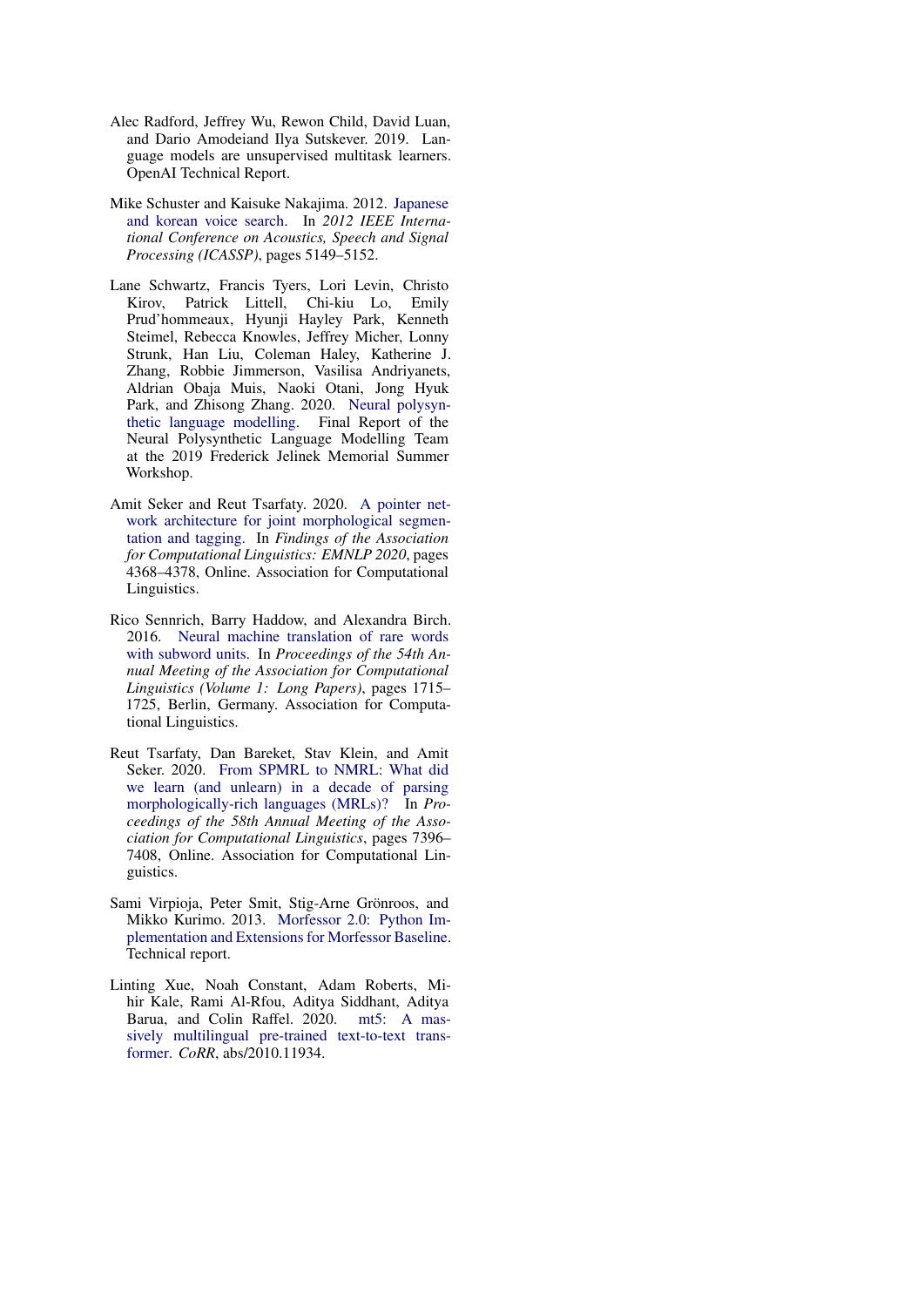Alec Radford, Jeffrey Wu, Rewon Child, David Luan, and Dario Amodeiand Ilya Sutskever. 2019. Language models are unsupervised multitask learners. OpenAI Technical Report.

Mike Schuster and Kaisuke Nakajima. 2012. Japanese and korean voice search. In *2012 IEEE International Conference on Acoustics, Speech and Signal Processing (ICASSP)*, pages 5149–5152.

Lane Schwartz, Francis Tyers, Lori Levin, Christo Kirov, Patrick Littell, Chi-kiu Lo, Emily Prud'hommeaux, Hyunji Hayley Park, Kenneth Steimel, Rebecca Knowles, Jeffrey Micher, Lonny Strunk, Han Liu, Coleman Haley, Katherine J. Zhang, Robbie Jimmerson, Vasilisa Andriyanets, Aldrian Obaja Muis, Naoki Otani, Jong Hyuk Park, and Zhisong Zhang. 2020. Neural polysynthetic language modelling. Final Report of the Neural Polysynthetic Language Modelling Team at the 2019 Frederick Jelinek Memorial Summer Workshop.

Amit Seker and Reut Tsarfaty. 2020. A pointer network architecture for joint morphological segmentation and tagging. In *Findings of the Association for Computational Linguistics: EMNLP 2020*, pages 4368–4378, Online. Association for Computational Linguistics.

Rico Sennrich, Barry Haddow, and Alexandra Birch. 2016. Neural machine translation of rare words with subword units. In *Proceedings of the 54th Annual Meeting of the Association for Computational Linguistics (Volume 1: Long Papers)*, pages 1715–1725, Berlin, Germany. Association for Computational Linguistics.

Reut Tsarfaty, Dan Bareket, Stav Klein, and Amit Seker. 2020. From SPMRL to NMRL: What did we learn (and unlearn) in a decade of parsing morphologically-rich languages (MRLs)? In *Proceedings of the 58th Annual Meeting of the Association for Computational Linguistics*, pages 7396–7408, Online. Association for Computational Linguistics.

Sami Virpioja, Peter Smit, Stig-Arne Grönroos, and Mikko Kurimo. 2013. Morfessor 2.0: Python Implementation and Extensions for Morfessor Baseline. Technical report.

Linting Xue, Noah Constant, Adam Roberts, Mihir Kale, Rami Al-Rfou, Aditya Siddhant, Aditya Barua, and Colin Raffel. 2020. mt5: A massively multilingual pre-trained text-to-text transformer. *CoRR*, abs/2010.11934.